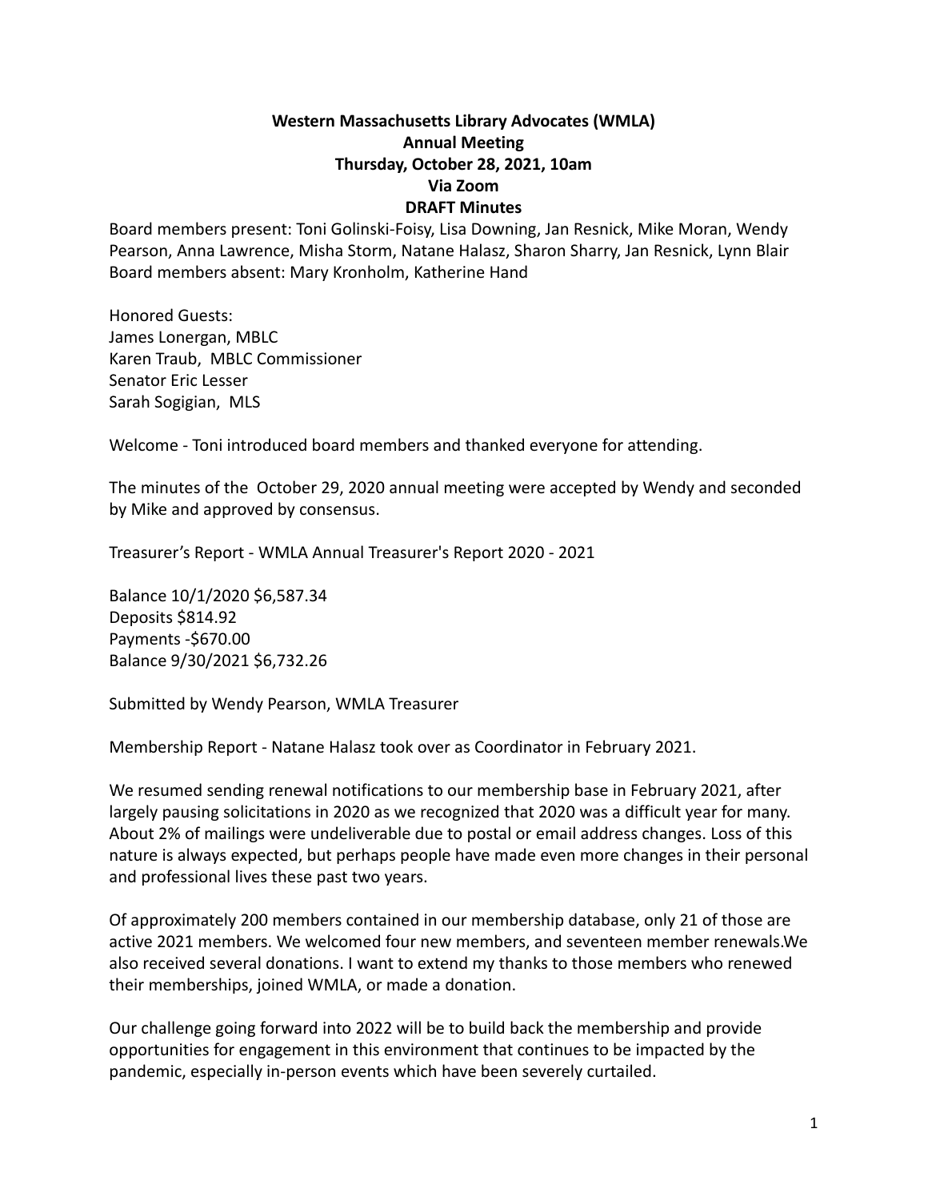**Western Massachusetts Library Advocates (WMLA)**
**Annual Meeting**
**Thursday, October 28, 2021, 10am**
**Via Zoom**
**DRAFT Minutes**

Board members present: Toni Golinski-Foisy, Lisa Downing, Jan Resnick, Mike Moran, Wendy Pearson, Anna Lawrence, Misha Storm, Natane Halasz, Sharon Sharry, Jan Resnick, Lynn Blair
Board members absent: Mary Kronholm, Katherine Hand

Honored Guests:
James Lonergan, MBLC
Karen Traub, MBLC Commissioner
Senator Eric Lesser
Sarah Sogigian, MLS

Welcome - Toni introduced board members and thanked everyone for attending.

The minutes of the October 29, 2020 annual meeting were accepted by Wendy and seconded by Mike and approved by consensus.

Treasurer's Report - WMLA Annual Treasurer's Report 2020 - 2021

Balance 10/1/2020 $6,587.34
Deposits $814.92
Payments -$670.00
Balance 9/30/2021 $6,732.26

Submitted by Wendy Pearson, WMLA Treasurer

Membership Report - Natane Halasz took over as Coordinator in February 2021.

We resumed sending renewal notifications to our membership base in February 2021, after largely pausing solicitations in 2020 as we recognized that 2020 was a difficult year for many. About 2% of mailings were undeliverable due to postal or email address changes. Loss of this nature is always expected, but perhaps people have made even more changes in their personal and professional lives these past two years.

Of approximately 200 members contained in our membership database, only 21 of those are active 2021 members. We welcomed four new members, and seventeen member renewals.We also received several donations. I want to extend my thanks to those members who renewed their memberships, joined WMLA, or made a donation.

Our challenge going forward into 2022 will be to build back the membership and provide opportunities for engagement in this environment that continues to be impacted by the pandemic, especially in-person events which have been severely curtailed.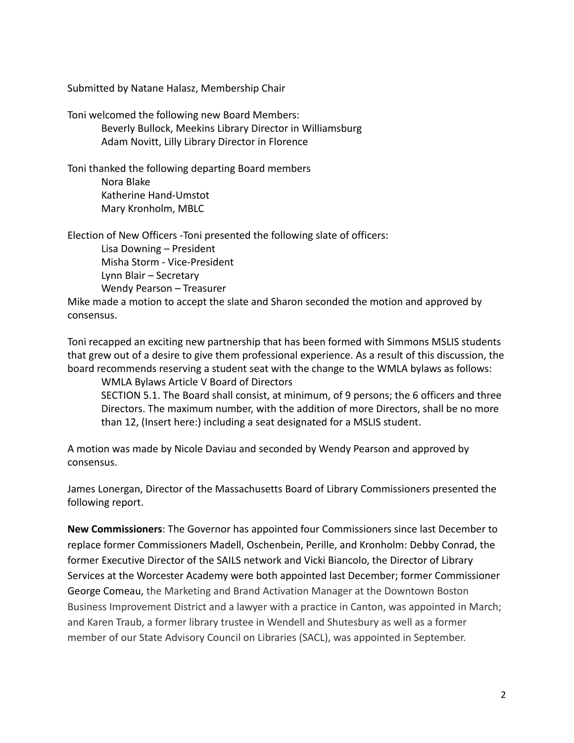Submitted by Natane Halasz, Membership Chair

Toni welcomed the following new Board Members:

Beverly Bullock, Meekins Library Director in Williamsburg
Adam Novitt, Lilly Library Director in Florence

Toni thanked the following departing Board members

Nora Blake
Katherine Hand-Umstot
Mary Kronholm, MBLC

Election of New Officers -Toni presented the following slate of officers:

Lisa Downing – President
Misha Storm - Vice-President
Lynn Blair – Secretary
Wendy Pearson – Treasurer

Mike made a motion to accept the slate and Sharon seconded the motion and approved by consensus.

Toni recapped an exciting new partnership that has been formed with Simmons MSLIS students that grew out of a desire to give them professional experience. As a result of this discussion, the board recommends reserving a student seat with the change to the WMLA bylaws as follows:

WMLA Bylaws Article V Board of Directors

SECTION 5.1. The Board shall consist, at minimum, of 9 persons; the 6 officers and three Directors. The maximum number, with the addition of more Directors, shall be no more than 12, (Insert here:) including a seat designated for a MSLIS student.

A motion was made by Nicole Daviau and seconded by Wendy Pearson and approved by consensus.

James Lonergan, Director of the Massachusetts Board of Library Commissioners presented the following report.

**New Commissioners**: The Governor has appointed four Commissioners since last December to replace former Commissioners Madell, Oschenbein, Perille, and Kronholm: Debby Conrad, the former Executive Director of the SAILS network and Vicki Biancolo, the Director of Library Services at the Worcester Academy were both appointed last December; former Commissioner George Comeau, the Marketing and Brand Activation Manager at the Downtown Boston Business Improvement District and a lawyer with a practice in Canton, was appointed in March; and Karen Traub, a former library trustee in Wendell and Shutesbury as well as a former member of our State Advisory Council on Libraries (SACL), was appointed in September.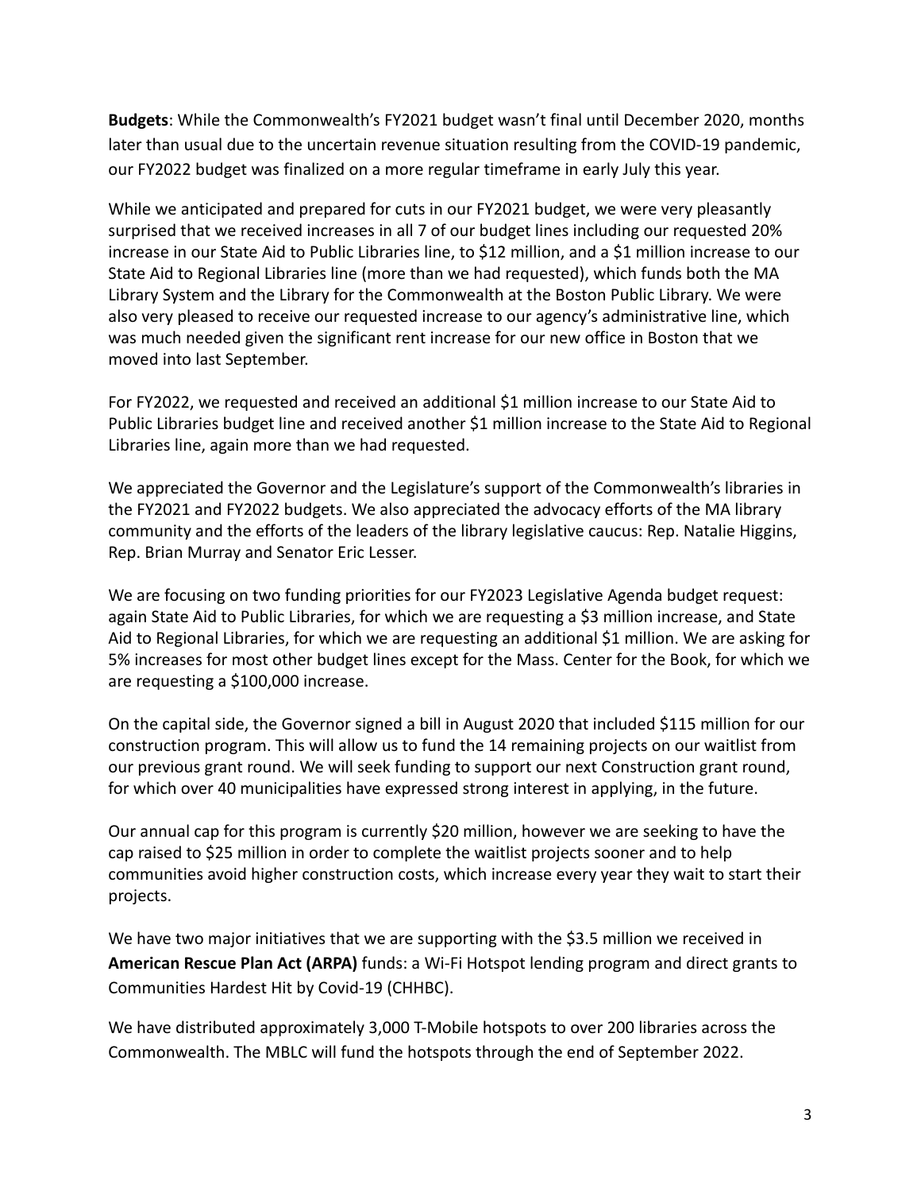**Budgets**: While the Commonwealth's FY2021 budget wasn't final until December 2020, months later than usual due to the uncertain revenue situation resulting from the COVID-19 pandemic, our FY2022 budget was finalized on a more regular timeframe in early July this year.

While we anticipated and prepared for cuts in our FY2021 budget, we were very pleasantly surprised that we received increases in all 7 of our budget lines including our requested 20% increase in our State Aid to Public Libraries line, to $12 million, and a $1 million increase to our State Aid to Regional Libraries line (more than we had requested), which funds both the MA Library System and the Library for the Commonwealth at the Boston Public Library. We were also very pleased to receive our requested increase to our agency's administrative line, which was much needed given the significant rent increase for our new office in Boston that we moved into last September.

For FY2022, we requested and received an additional $1 million increase to our State Aid to Public Libraries budget line and received another $1 million increase to the State Aid to Regional Libraries line, again more than we had requested.

We appreciated the Governor and the Legislature's support of the Commonwealth's libraries in the FY2021 and FY2022 budgets. We also appreciated the advocacy efforts of the MA library community and the efforts of the leaders of the library legislative caucus: Rep. Natalie Higgins, Rep. Brian Murray and Senator Eric Lesser.

We are focusing on two funding priorities for our FY2023 Legislative Agenda budget request: again State Aid to Public Libraries, for which we are requesting a $3 million increase, and State Aid to Regional Libraries, for which we are requesting an additional $1 million. We are asking for 5% increases for most other budget lines except for the Mass. Center for the Book, for which we are requesting a $100,000 increase.

On the capital side, the Governor signed a bill in August 2020 that included $115 million for our construction program. This will allow us to fund the 14 remaining projects on our waitlist from our previous grant round. We will seek funding to support our next Construction grant round, for which over 40 municipalities have expressed strong interest in applying, in the future.

Our annual cap for this program is currently $20 million, however we are seeking to have the cap raised to $25 million in order to complete the waitlist projects sooner and to help communities avoid higher construction costs, which increase every year they wait to start their projects.

We have two major initiatives that we are supporting with the $3.5 million we received in **American Rescue Plan Act (ARPA)** funds: a Wi-Fi Hotspot lending program and direct grants to Communities Hardest Hit by Covid-19 (CHHBC).

We have distributed approximately 3,000 T-Mobile hotspots to over 200 libraries across the Commonwealth. The MBLC will fund the hotspots through the end of September 2022.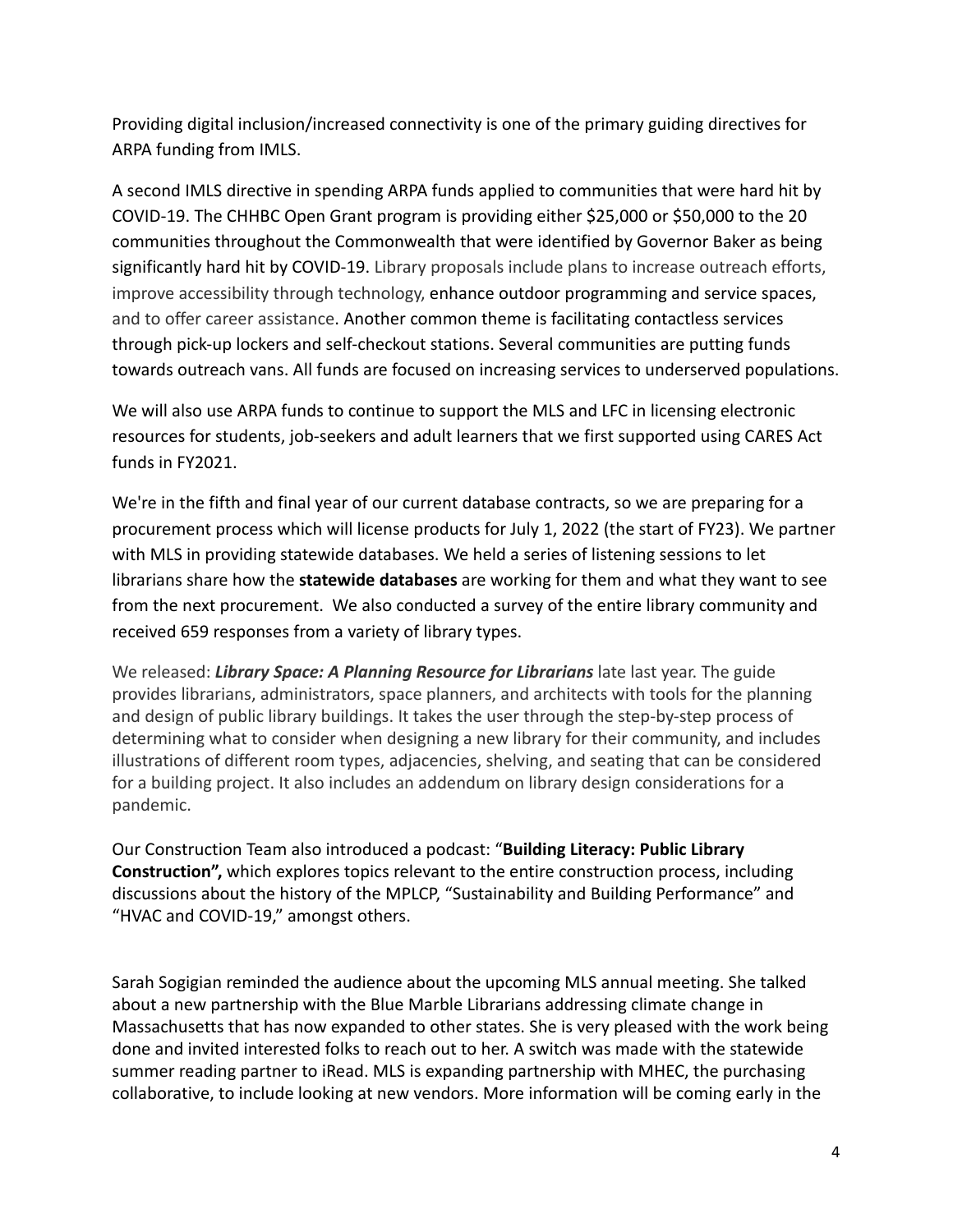Providing digital inclusion/increased connectivity is one of the primary guiding directives for ARPA funding from IMLS.

A second IMLS directive in spending ARPA funds applied to communities that were hard hit by COVID-19. The CHHBC Open Grant program is providing either $25,000 or $50,000 to the 20 communities throughout the Commonwealth that were identified by Governor Baker as being significantly hard hit by COVID-19. Library proposals include plans to increase outreach efforts, improve accessibility through technology, enhance outdoor programming and service spaces, and to offer career assistance. Another common theme is facilitating contactless services through pick-up lockers and self-checkout stations. Several communities are putting funds towards outreach vans. All funds are focused on increasing services to underserved populations.

We will also use ARPA funds to continue to support the MLS and LFC in licensing electronic resources for students, job-seekers and adult learners that we first supported using CARES Act funds in FY2021.

We're in the fifth and final year of our current database contracts, so we are preparing for a procurement process which will license products for July 1, 2022 (the start of FY23). We partner with MLS in providing statewide databases. We held a series of listening sessions to let librarians share how the **statewide databases** are working for them and what they want to see from the next procurement. We also conducted a survey of the entire library community and received 659 responses from a variety of library types.

We released: ***Library Space: A Planning Resource for Librarians*** late last year. The guide provides librarians, administrators, space planners, and architects with tools for the planning and design of public library buildings. It takes the user through the step-by-step process of determining what to consider when designing a new library for their community, and includes illustrations of different room types, adjacencies, shelving, and seating that can be considered for a building project. It also includes an addendum on library design considerations for a pandemic.

Our Construction Team also introduced a podcast: "**Building Literacy: Public Library Construction",** which explores topics relevant to the entire construction process, including discussions about the history of the MPLCP, "Sustainability and Building Performance" and "HVAC and COVID-19," amongst others.

Sarah Sogigian reminded the audience about the upcoming MLS annual meeting. She talked about a new partnership with the Blue Marble Librarians addressing climate change in Massachusetts that has now expanded to other states. She is very pleased with the work being done and invited interested folks to reach out to her. A switch was made with the statewide summer reading partner to iRead. MLS is expanding partnership with MHEC, the purchasing collaborative, to include looking at new vendors. More information will be coming early in the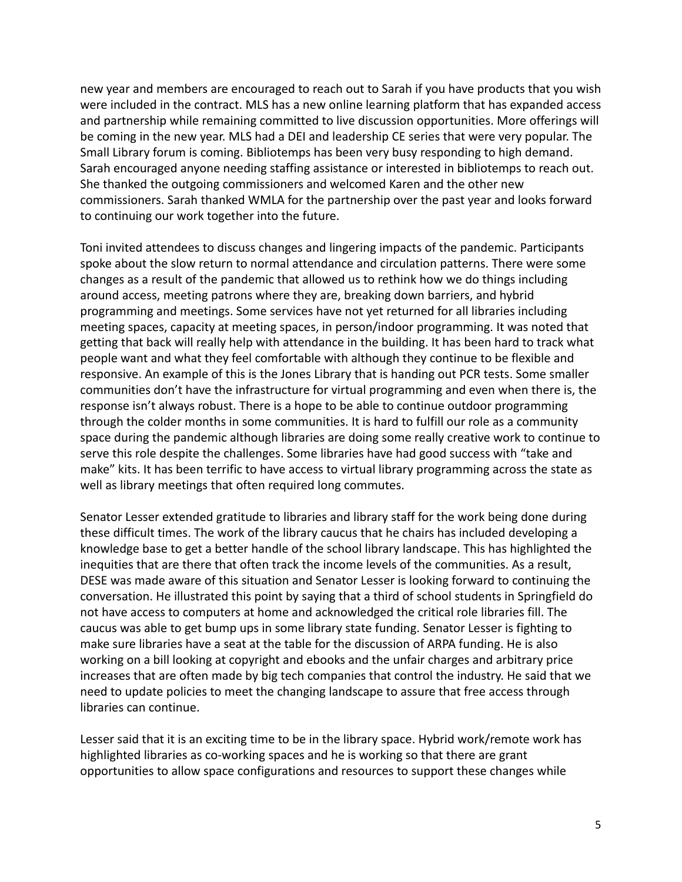new year and members are encouraged to reach out to Sarah if you have products that you wish were included in the contract. MLS has a new online learning platform that has expanded access and partnership while remaining committed to live discussion opportunities. More offerings will be coming in the new year. MLS had a DEI and leadership CE series that were very popular. The Small Library forum is coming. Bibliotemps has been very busy responding to high demand. Sarah encouraged anyone needing staffing assistance or interested in bibliotemps to reach out. She thanked the outgoing commissioners and welcomed Karen and the other new commissioners. Sarah thanked WMLA for the partnership over the past year and looks forward to continuing our work together into the future.

Toni invited attendees to discuss changes and lingering impacts of the pandemic. Participants spoke about the slow return to normal attendance and circulation patterns. There were some changes as a result of the pandemic that allowed us to rethink how we do things including around access, meeting patrons where they are, breaking down barriers, and hybrid programming and meetings. Some services have not yet returned for all libraries including meeting spaces, capacity at meeting spaces, in person/indoor programming. It was noted that getting that back will really help with attendance in the building. It has been hard to track what people want and what they feel comfortable with although they continue to be flexible and responsive. An example of this is the Jones Library that is handing out PCR tests. Some smaller communities don't have the infrastructure for virtual programming and even when there is, the response isn't always robust. There is a hope to be able to continue outdoor programming through the colder months in some communities. It is hard to fulfill our role as a community space during the pandemic although libraries are doing some really creative work to continue to serve this role despite the challenges. Some libraries have had good success with "take and make" kits. It has been terrific to have access to virtual library programming across the state as well as library meetings that often required long commutes.

Senator Lesser extended gratitude to libraries and library staff for the work being done during these difficult times. The work of the library caucus that he chairs has included developing a knowledge base to get a better handle of the school library landscape. This has highlighted the inequities that are there that often track the income levels of the communities. As a result, DESE was made aware of this situation and Senator Lesser is looking forward to continuing the conversation. He illustrated this point by saying that a third of school students in Springfield do not have access to computers at home and acknowledged the critical role libraries fill. The caucus was able to get bump ups in some library state funding. Senator Lesser is fighting to make sure libraries have a seat at the table for the discussion of ARPA funding. He is also working on a bill looking at copyright and ebooks and the unfair charges and arbitrary price increases that are often made by big tech companies that control the industry. He said that we need to update policies to meet the changing landscape to assure that free access through libraries can continue.

Lesser said that it is an exciting time to be in the library space. Hybrid work/remote work has highlighted libraries as co-working spaces and he is working so that there are grant opportunities to allow space configurations and resources to support these changes while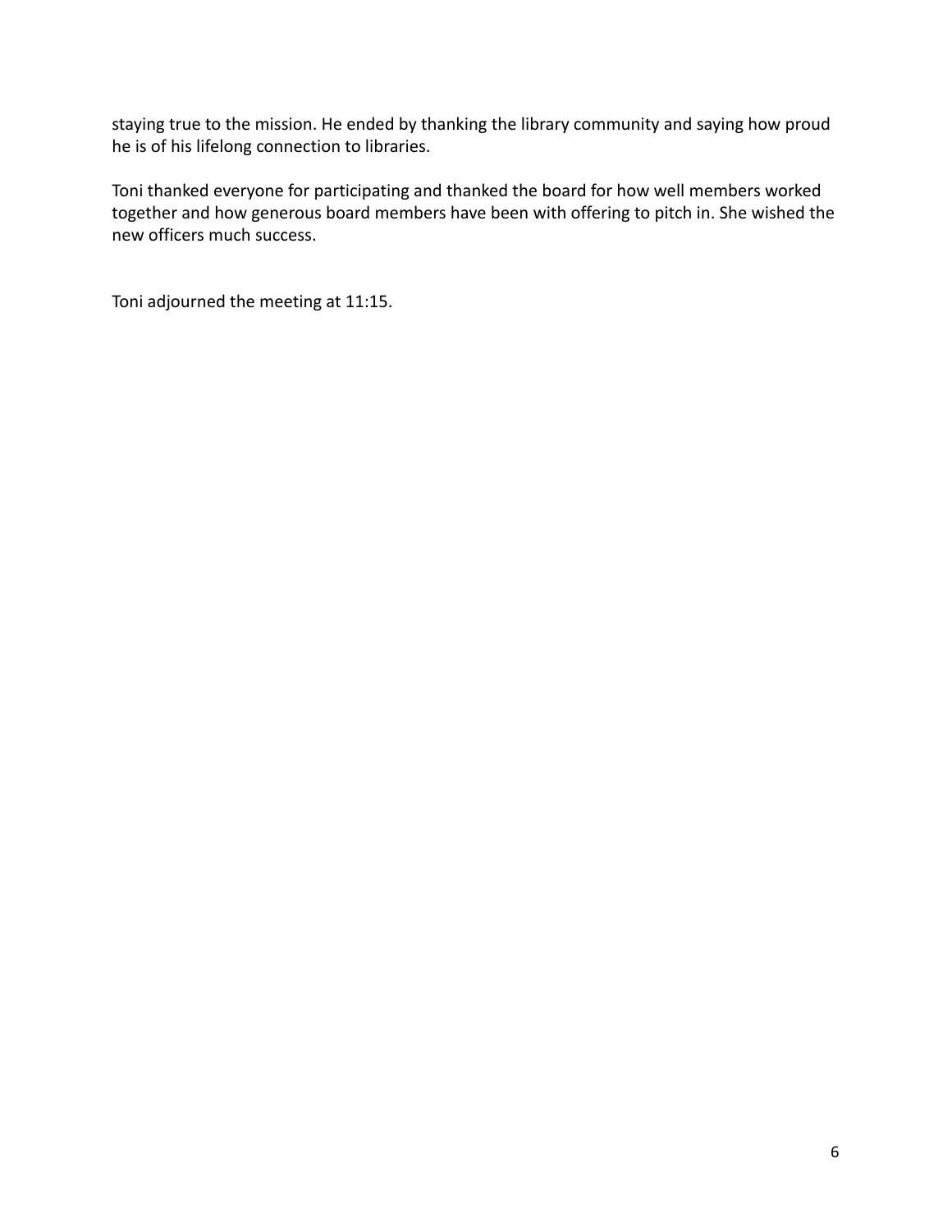staying true to the mission. He ended by thanking the library community and saying how proud he is of his lifelong connection to libraries.

Toni thanked everyone for participating and thanked the board for how well members worked together and how generous board members have been with offering to pitch in. She wished the new officers much success.

Toni adjourned the meeting at 11:15.